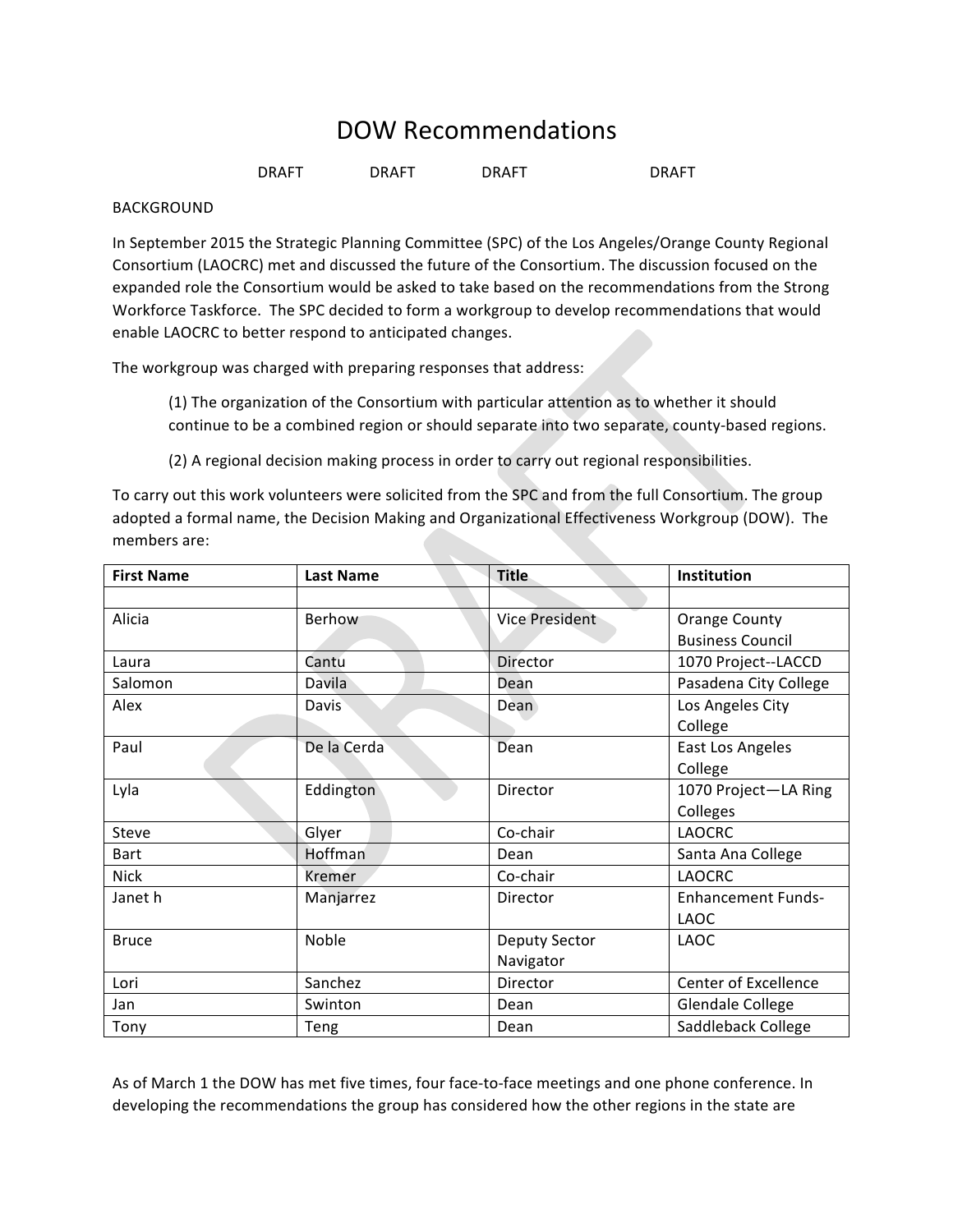# DOW Recommendations

DRAFT DRAFT DRAFT DRAFT

BACKGROUND

In September 2015 the Strategic Planning Committee (SPC) of the Los Angeles/Orange County Regional Consortium (LAOCRC) met and discussed the future of the Consortium. The discussion focused on the expanded role the Consortium would be asked to take based on the recommendations from the Strong Workforce Taskforce. The SPC decided to form a workgroup to develop recommendations that would enable LAOCRC to better respond to anticipated changes.

The workgroup was charged with preparing responses that address:

> (1) The organization of the Consortium with particular attention as to whether it should continue to be a combined region or should separate into two separate, county-based regions.
>
> (2) A regional decision making process in order to carry out regional responsibilities.

To carry out this work volunteers were solicited from the SPC and from the full Consortium. The group adopted a formal name, the Decision Making and Organizational Effectiveness Workgroup (DOW). The members are:

| First Name | Last Name | Title | Institution |
|---|---|---|---|
| | | | |
| Alicia | Berhow | Vice President | Orange County Business Council |
| Laura | Cantu | Director | 1070 Project--LACCD |
| Salomon | Davila | Dean | Pasadena City College |
| Alex | Davis | Dean | Los Angeles City College |
| Paul | De la Cerda | Dean | East Los Angeles College |
| Lyla | Eddington | Director | 1070 Project—LA Ring Colleges |
| Steve | Glyer | Co-chair | LAOCRC |
| Bart | Hoffman | Dean | Santa Ana College |
| Nick | Kremer | Co-chair | LAOCRC |
| Janet h | Manjarrez | Director | Enhancement Funds-LAOC |
| Bruce | Noble | Deputy Sector Navigator | LAOC |
| Lori | Sanchez | Director | Center of Excellence |
| Jan | Swinton | Dean | Glendale College |
| Tony | Teng | Dean | Saddleback College |

As of March 1 the DOW has met five times, four face-to-face meetings and one phone conference. In developing the recommendations the group has considered how the other regions in the state are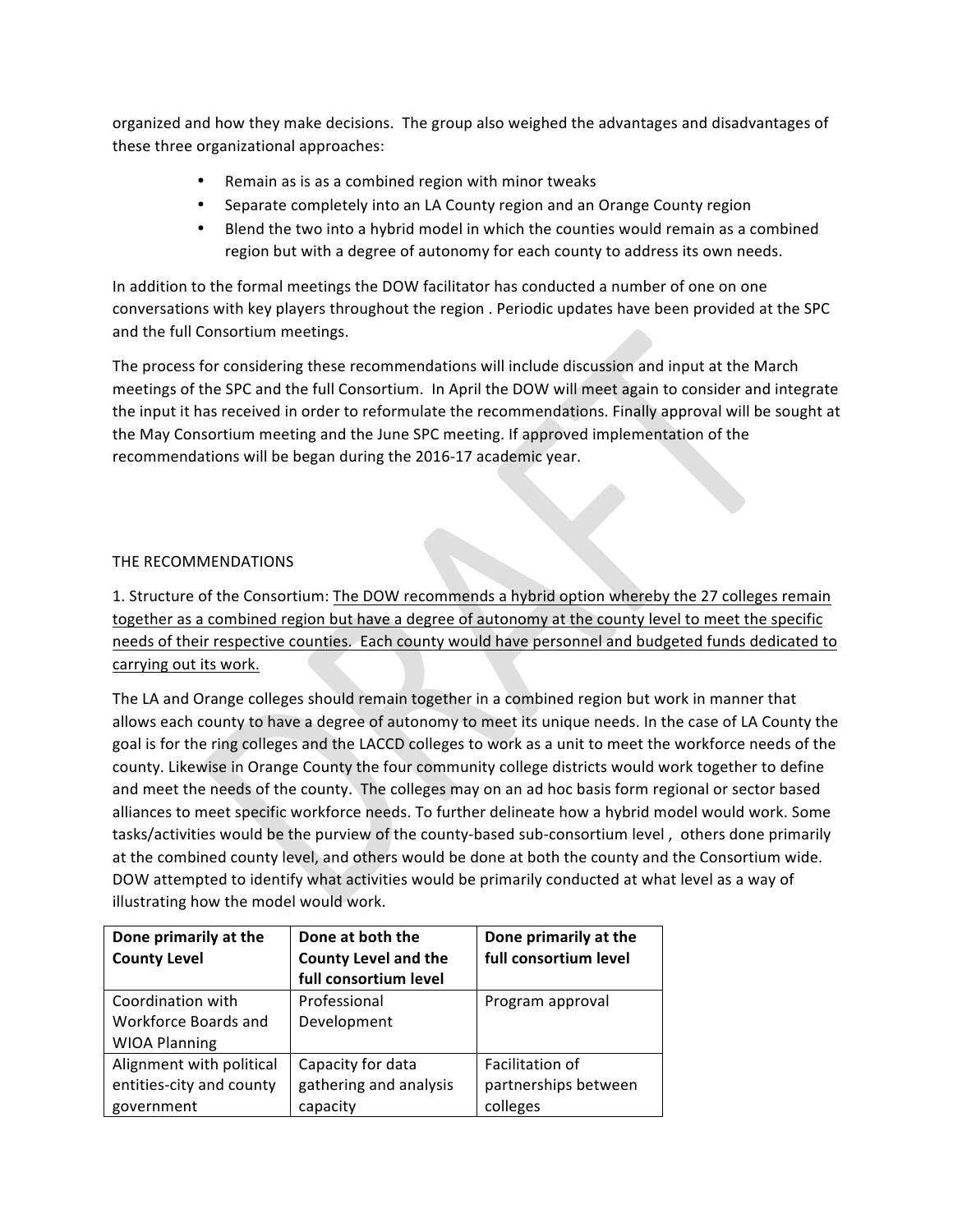organized and how they make decisions. The group also weighed the advantages and disadvantages of these three organizational approaches:

- Remain as is as a combined region with minor tweaks
- Separate completely into an LA County region and an Orange County region
- Blend the two into a hybrid model in which the counties would remain as a combined region but with a degree of autonomy for each county to address its own needs.

In addition to the formal meetings the DOW facilitator has conducted a number of one on one conversations with key players throughout the region . Periodic updates have been provided at the SPC and the full Consortium meetings.

The process for considering these recommendations will include discussion and input at the March meetings of the SPC and the full Consortium. In April the DOW will meet again to consider and integrate the input it has received in order to reformulate the recommendations. Finally approval will be sought at the May Consortium meeting and the June SPC meeting. If approved implementation of the recommendations will be began during the 2016-17 academic year.

THE RECOMMENDATIONS

1. Structure of the Consortium: <u>The DOW recommends a hybrid option whereby the 27 colleges remain together as a combined region but have a degree of autonomy at the county level to meet the specific needs of their respective counties. Each county would have personnel and budgeted funds dedicated to carrying out its work.</u>

The LA and Orange colleges should remain together in a combined region but work in manner that allows each county to have a degree of autonomy to meet its unique needs. In the case of LA County the goal is for the ring colleges and the LACCD colleges to work as a unit to meet the workforce needs of the county. Likewise in Orange County the four community college districts would work together to define and meet the needs of the county. The colleges may on an ad hoc basis form regional or sector based alliances to meet specific workforce needs. To further delineate how a hybrid model would work. Some tasks/activities would be the purview of the county-based sub-consortium level , others done primarily at the combined county level, and others would be done at both the county and the Consortium wide. DOW attempted to identify what activities would be primarily conducted at what level as a way of illustrating how the model would work.

| **Done primarily at the County Level** | **Done at both the County Level and the full consortium level** | **Done primarily at the full consortium level** |
|---|---|---|
| Coordination with Workforce Boards and WIOA Planning | Professional Development | Program approval |
| Alignment with political entities-city and county government | Capacity for data gathering and analysis capacity | Facilitation of partnerships between colleges |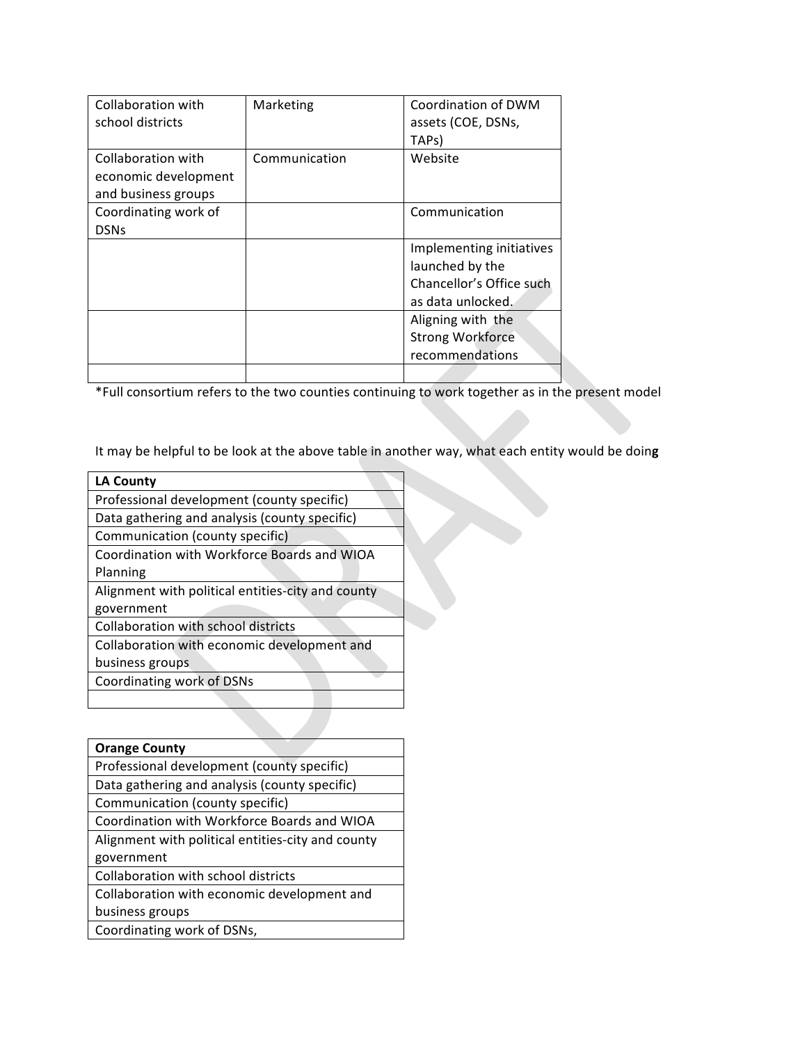| | | |
|---|---|---|
| Collaboration with school districts | Marketing | Coordination of DWM assets (COE, DSNs, TAPs) |
| Collaboration with economic development and business groups | Communication | Website |
| Coordinating work of DSNs | | Communication |
| | | Implementing initiatives launched by the Chancellor's Office such as data unlocked. |
| | | Aligning with the Strong Workforce recommendations |
| | | |

*Full consortium refers to the two counties continuing to work together as in the present model

It may be helpful to be look at the above table in another way, what each entity would be doing

| **LA County** |
|---|
| Professional development (county specific) |
| Data gathering and analysis (county specific) |
| Communication (county specific) |
| Coordination with Workforce Boards and WIOA Planning |
| Alignment with political entities-city and county government |
| Collaboration with school districts |
| Collaboration with economic development and business groups |
| Coordinating work of DSNs |
| |

| **Orange County** |
|---|
| Professional development (county specific) |
| Data gathering and analysis (county specific) |
| Communication (county specific) |
| Coordination with Workforce Boards and WIOA |
| Alignment with political entities-city and county government |
| Collaboration with school districts |
| Collaboration with economic development and business groups |
| Coordinating work of DSNs, |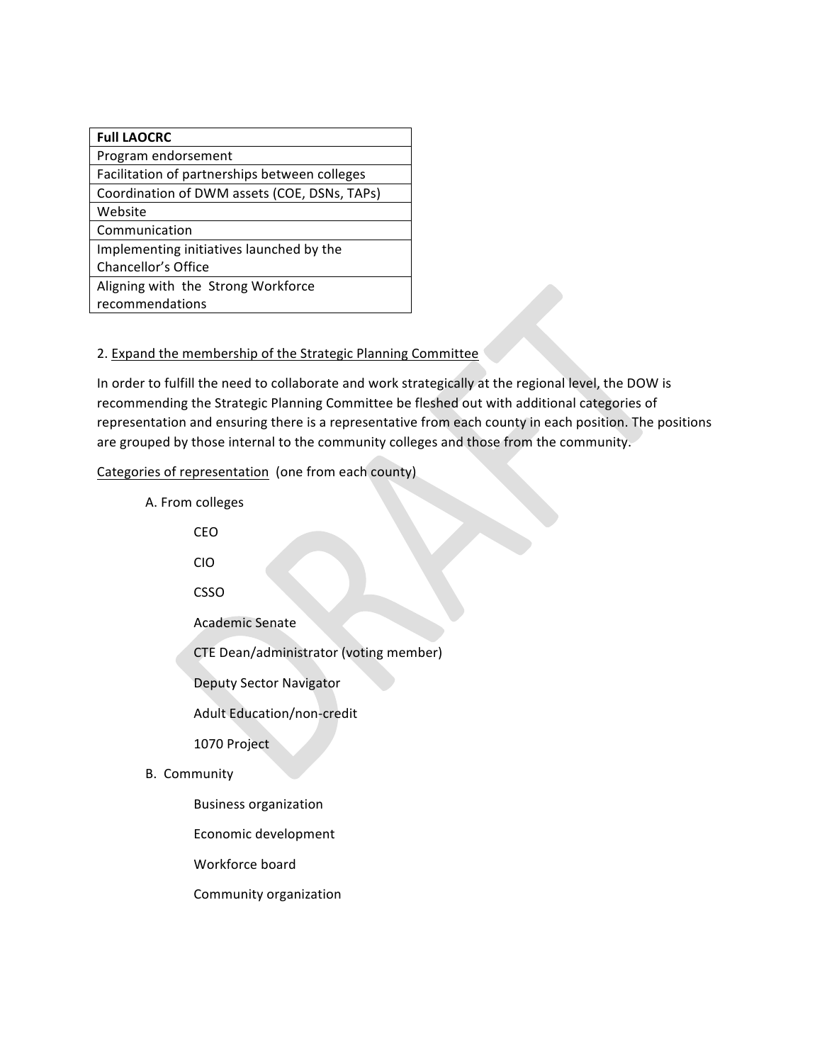| **Full LAOCRC** |
| --- |
| Program endorsement |
| Facilitation of partnerships between colleges |
| Coordination of DWM assets (COE, DSNs, TAPs) |
| Website |
| Communication |
| Implementing initiatives launched by the Chancellor's Office |
| Aligning with the Strong Workforce recommendations |

2. Expand the membership of the Strategic Planning Committee

In order to fulfill the need to collaborate and work strategically at the regional level, the DOW is recommending the Strategic Planning Committee be fleshed out with additional categories of representation and ensuring there is a representative from each county in each position. The positions are grouped by those internal to the community colleges and those from the community.

Categories of representation (one from each county)

A. From colleges

- CEO
- CIO
- CSSO
- Academic Senate
- CTE Dean/administrator (voting member)
- Deputy Sector Navigator
- Adult Education/non-credit
- 1070 Project

B. Community

- Business organization
- Economic development
- Workforce board
- Community organization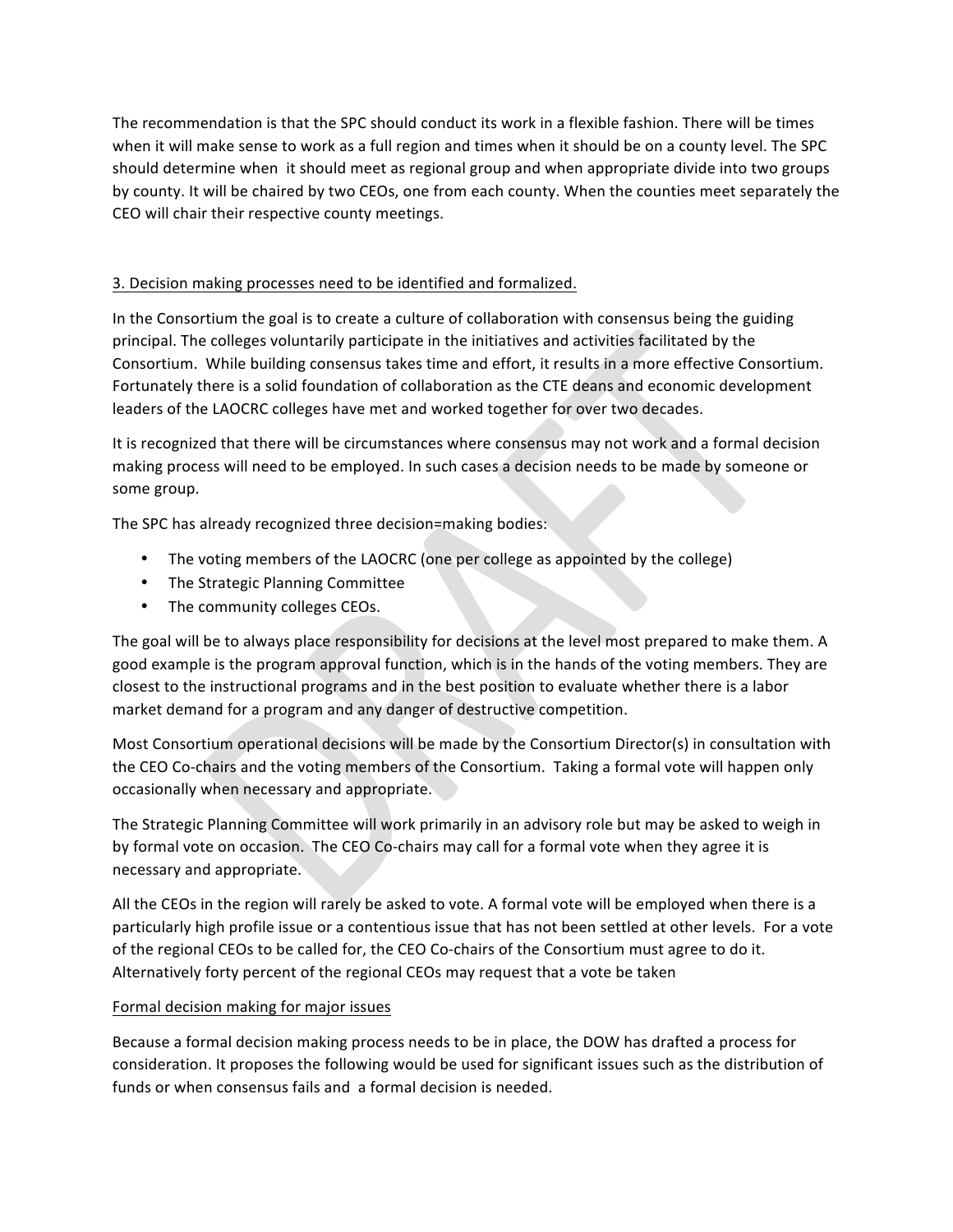The recommendation is that the SPC should conduct its work in a flexible fashion. There will be times when it will make sense to work as a full region and times when it should be on a county level. The SPC should determine when it should meet as regional group and when appropriate divide into two groups by county. It will be chaired by two CEOs, one from each county. When the counties meet separately the CEO will chair their respective county meetings.

3. Decision making processes need to be identified and formalized.

In the Consortium the goal is to create a culture of collaboration with consensus being the guiding principal. The colleges voluntarily participate in the initiatives and activities facilitated by the Consortium. While building consensus takes time and effort, it results in a more effective Consortium. Fortunately there is a solid foundation of collaboration as the CTE deans and economic development leaders of the LAOCRC colleges have met and worked together for over two decades.

It is recognized that there will be circumstances where consensus may not work and a formal decision making process will need to be employed. In such cases a decision needs to be made by someone or some group.

The SPC has already recognized three decision=making bodies:

- The voting members of the LAOCRC (one per college as appointed by the college)
- The Strategic Planning Committee
- The community colleges CEOs.

The goal will be to always place responsibility for decisions at the level most prepared to make them. A good example is the program approval function, which is in the hands of the voting members. They are closest to the instructional programs and in the best position to evaluate whether there is a labor market demand for a program and any danger of destructive competition.

Most Consortium operational decisions will be made by the Consortium Director(s) in consultation with the CEO Co-chairs and the voting members of the Consortium. Taking a formal vote will happen only occasionally when necessary and appropriate.

The Strategic Planning Committee will work primarily in an advisory role but may be asked to weigh in by formal vote on occasion. The CEO Co-chairs may call for a formal vote when they agree it is necessary and appropriate.

All the CEOs in the region will rarely be asked to vote. A formal vote will be employed when there is a particularly high profile issue or a contentious issue that has not been settled at other levels. For a vote of the regional CEOs to be called for, the CEO Co-chairs of the Consortium must agree to do it. Alternatively forty percent of the regional CEOs may request that a vote be taken

Formal decision making for major issues

Because a formal decision making process needs to be in place, the DOW has drafted a process for consideration. It proposes the following would be used for significant issues such as the distribution of funds or when consensus fails and a formal decision is needed.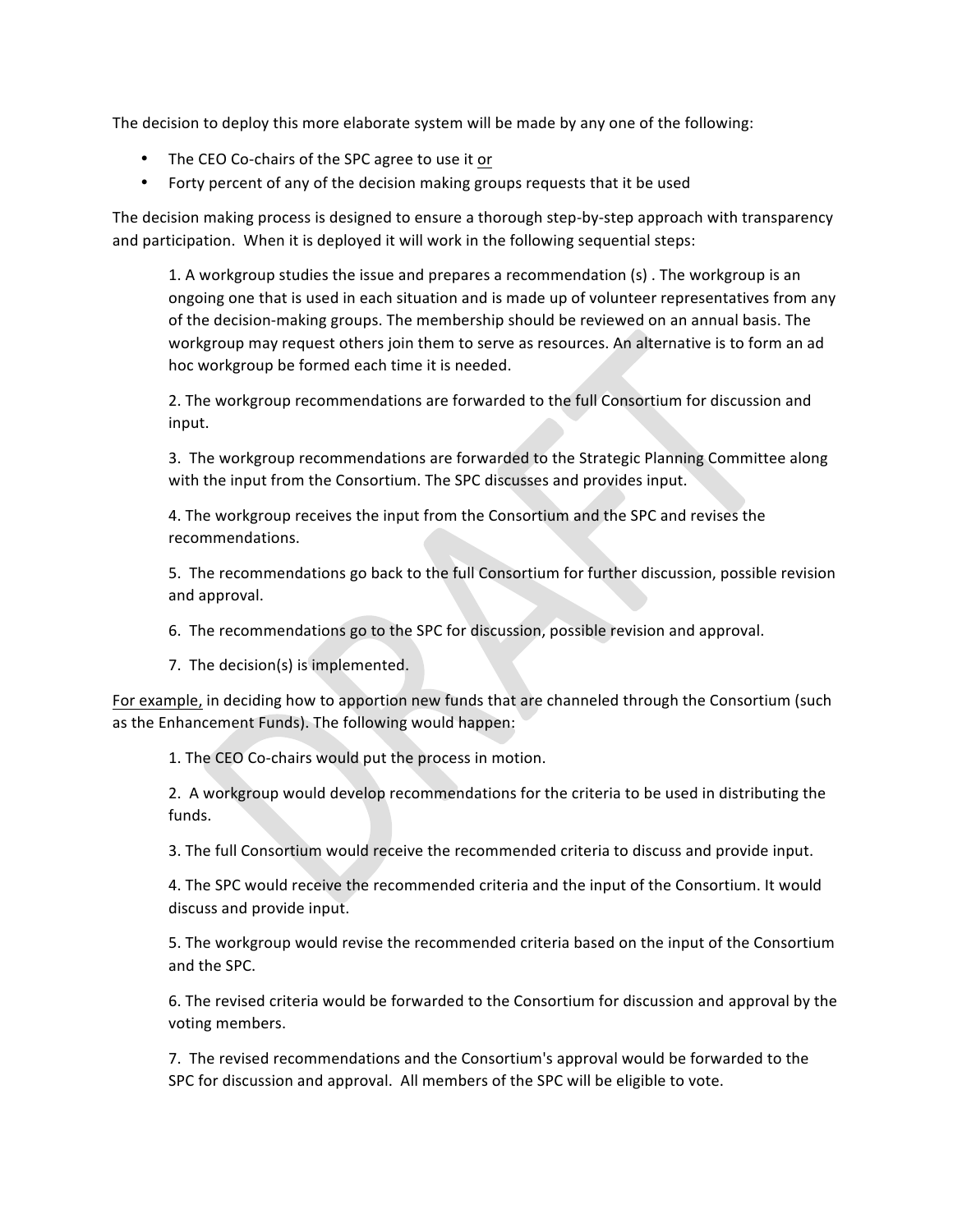The decision to deploy this more elaborate system will be made by any one of the following:

- The CEO Co-chairs of the SPC agree to use it <u>or</u>
- Forty percent of any of the decision making groups requests that it be used

The decision making process is designed to ensure a thorough step-by-step approach with transparency and participation. When it is deployed it will work in the following sequential steps:

> 1. A workgroup studies the issue and prepares a recommendation (s) . The workgroup is an ongoing one that is used in each situation and is made up of volunteer representatives from any of the decision-making groups. The membership should be reviewed on an annual basis. The workgroup may request others join them to serve as resources. An alternative is to form an ad hoc workgroup be formed each time it is needed.
>
> 2. The workgroup recommendations are forwarded to the full Consortium for discussion and input.
>
> 3. The workgroup recommendations are forwarded to the Strategic Planning Committee along with the input from the Consortium. The SPC discusses and provides input.
>
> 4. The workgroup receives the input from the Consortium and the SPC and revises the recommendations.
>
> 5. The recommendations go back to the full Consortium for further discussion, possible revision and approval.
>
> 6. The recommendations go to the SPC for discussion, possible revision and approval.
>
> 7. The decision(s) is implemented.

<u>For example,</u> in deciding how to apportion new funds that are channeled through the Consortium (such as the Enhancement Funds). The following would happen:

> 1. The CEO Co-chairs would put the process in motion.
>
> 2. A workgroup would develop recommendations for the criteria to be used in distributing the funds.
>
> 3. The full Consortium would receive the recommended criteria to discuss and provide input.
>
> 4. The SPC would receive the recommended criteria and the input of the Consortium. It would discuss and provide input.
>
> 5. The workgroup would revise the recommended criteria based on the input of the Consortium and the SPC.
>
> 6. The revised criteria would be forwarded to the Consortium for discussion and approval by the voting members.
>
> 7. The revised recommendations and the Consortium's approval would be forwarded to the SPC for discussion and approval. All members of the SPC will be eligible to vote.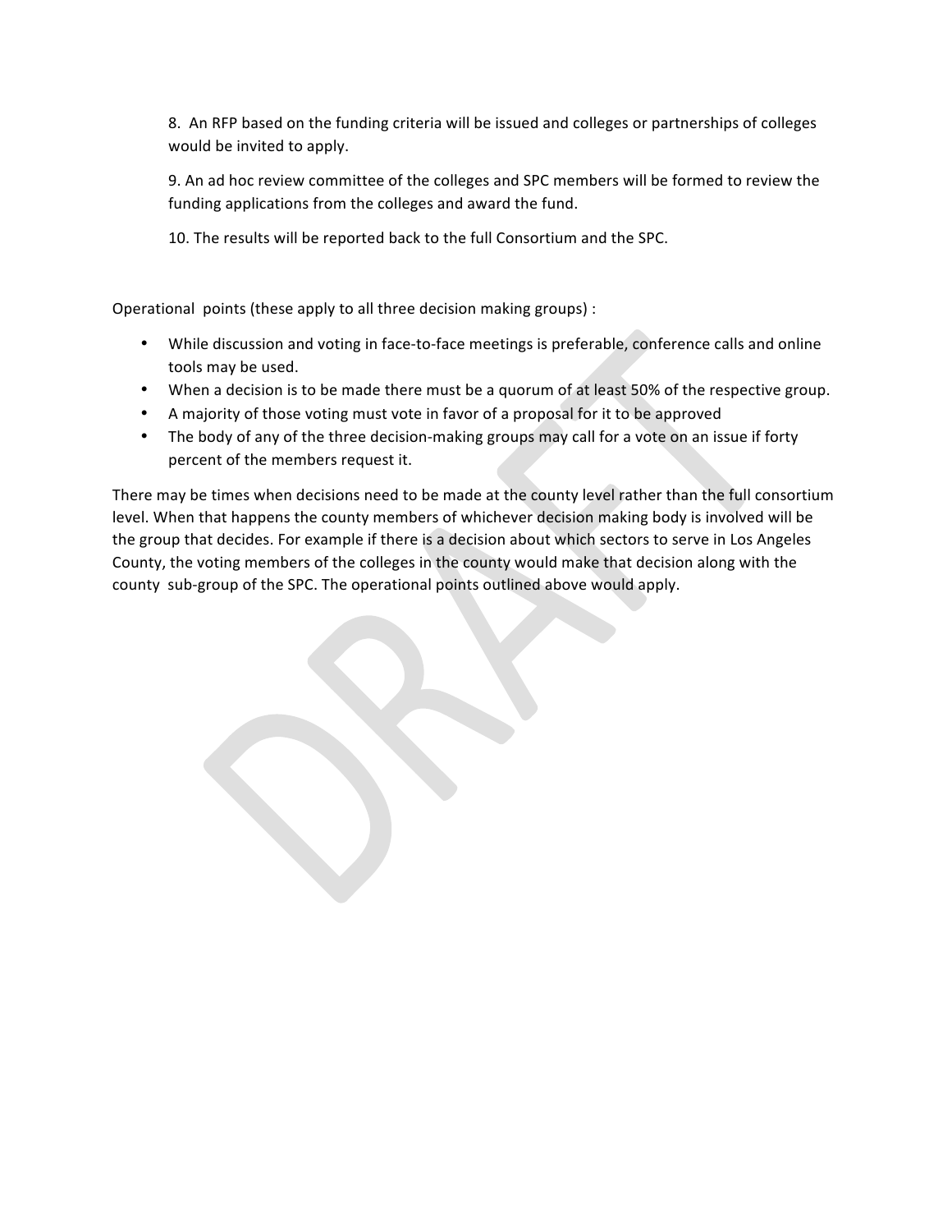8. An RFP based on the funding criteria will be issued and colleges or partnerships of colleges would be invited to apply.

9. An ad hoc review committee of the colleges and SPC members will be formed to review the funding applications from the colleges and award the fund.

10. The results will be reported back to the full Consortium and the SPC.

Operational points (these apply to all three decision making groups) :

- While discussion and voting in face-to-face meetings is preferable, conference calls and online tools may be used.
- When a decision is to be made there must be a quorum of at least 50% of the respective group.
- A majority of those voting must vote in favor of a proposal for it to be approved
- The body of any of the three decision-making groups may call for a vote on an issue if forty percent of the members request it.

There may be times when decisions need to be made at the county level rather than the full consortium level. When that happens the county members of whichever decision making body is involved will be the group that decides. For example if there is a decision about which sectors to serve in Los Angeles County, the voting members of the colleges in the county would make that decision along with the county sub-group of the SPC. The operational points outlined above would apply.